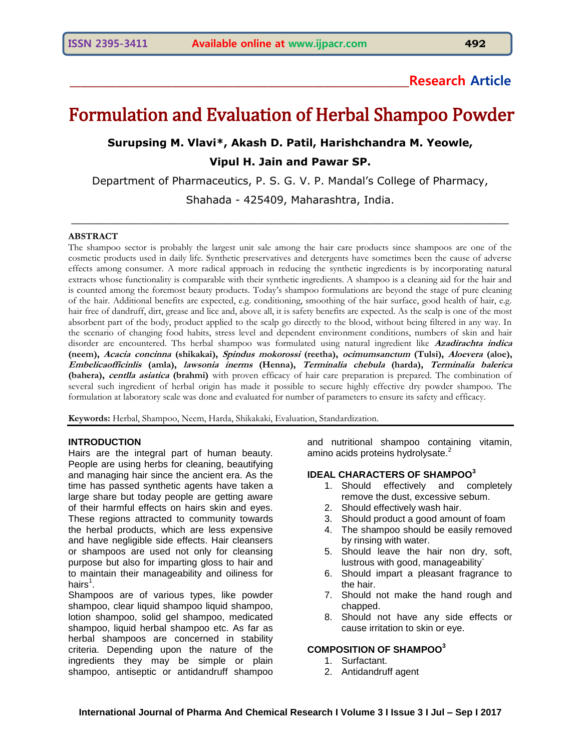Research Article

# Formulation and Evaluation of Herbal Shampoo Powder

**Surupsing M. Vlavi*, Akash D. Patil, Harishchandra M. Yeowle, Vipul H. Jain and Pawar SP.**

Department of Pharmaceutics, P. S. G. V. P. Mandal's College of Pharmacy, Shahada - 425409, Maharashtra, India.

## ABSTRACT

The shampoo sector is probably the largest unit sale among the hair care products since shampoos are one of the cosmetic products used in daily life. Synthetic preservatives and detergents have sometimes been the cause of adverse effects among consumer. A more radical approach in reducing the synthetic ingredients is by incorporating natural extracts whose functionality is comparable with their synthetic ingredients. A shampoo is a cleaning aid for the hair and is counted among the foremost beauty products. Today's shampoo formulations are beyond the stage of pure cleaning of the hair. Additional benefits are expected, e.g. conditioning, smoothing of the hair surface, good health of hair, e.g. hair free of dandruff, dirt, grease and lice and, above all, it is safety benefits are expected. As the scalp is one of the most absorbent part of the body, product applied to the scalp go directly to the blood, without being filtered in any way. In the scenario of changing food habits, stress level and dependent environment conditions, numbers of skin and hair disorder are encountered. Ths herbal shampoo was formulated using natural ingredient like ***Azadirachta indica*** **(neem),** ***Acacia concinna*** **(shikakai),** ***Spindus mokorossi*** **(reetha),** ***ocimumsanctum*** **(Tulsi),** ***Aloevera*** **(aloe),** ***Embelicaofficinlis*** **(amla),** ***lawsonia inerms*** **(Henna),** ***Terminalia chebula*** **(harda),** ***Terminalia balerica*** **(bahera),** ***centlla asiatica*** **(brahmi)** with proven efficacy of hair care preparation is prepared. The combination of several such ingredient of herbal origin has made it possible to secure highly effective dry powder shampoo. The formulation at laboratory scale was done and evaluated for number of parameters to ensure its safety and efficacy.

**Keywords:** Herbal, Shampoo, Neem, Harda, Shikakaki, Evaluation, Standardization.

## INTRODUCTION

Hairs are the integral part of human beauty. People are using herbs for cleaning, beautifying and managing hair since the ancient era. As the time has passed synthetic agents have taken a large share but today people are getting aware of their harmful effects on hairs skin and eyes. These regions attracted to community towards the herbal products, which are less expensive and have negligible side effects. Hair cleansers or shampoos are used not only for cleansing purpose but also for imparting gloss to hair and to maintain their manageability and oiliness for hairs[1].

Shampoos are of various types, like powder shampoo, clear liquid shampoo liquid shampoo, lotion shampoo, solid gel shampoo, medicated shampoo, liquid herbal shampoo etc. As far as herbal shampoos are concerned in stability criteria. Depending upon the nature of the ingredients they may be simple or plain shampoo, antiseptic or antidandruff shampoo and nutritional shampoo containing vitamin, amino acids proteins hydrolysate.[2]

## IDEAL CHARACTERS OF SHAMPOO[3]

1. Should effectively and completely remove the dust, excessive sebum.
2. Should effectively wash hair.
3. Should product a good amount of foam
4. The shampoo should be easily removed by rinsing with water.
5. Should leave the hair non dry, soft, lustrous with good, manageability`
6. Should impart a pleasant fragrance to the hair.
7. Should not make the hand rough and chapped.
8. Should not have any side effects or cause irritation to skin or eye.

## COMPOSITION OF SHAMPOO[3]

1. Surfactant.
2. Antidandruff agent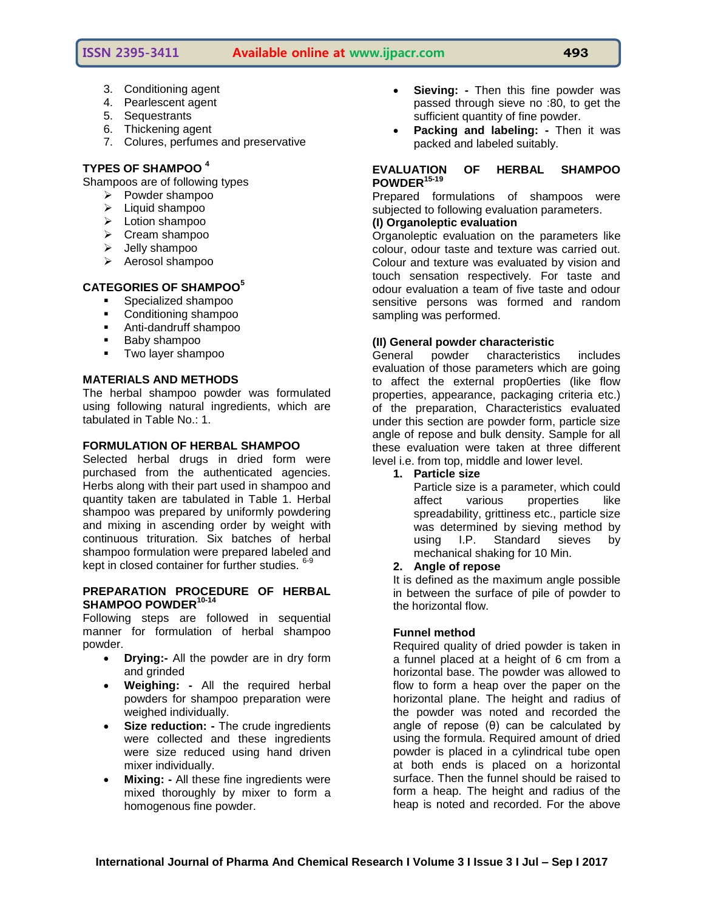3. Conditioning agent
4. Pearlescent agent
5. Sequestrants
6. Thickening agent
7. Colures, perfumes and preservative

## TYPES OF SHAMPOO [4]

Shampoos are of following types

- Powder shampoo
- Liquid shampoo
- Lotion shampoo
- Cream shampoo
- Jelly shampoo
- Aerosol shampoo

## CATEGORIES OF SHAMPOO[5]

- Specialized shampoo
- Conditioning shampoo
- Anti-dandruff shampoo
- Baby shampoo
- Two layer shampoo

## MATERIALS AND METHODS

The herbal shampoo powder was formulated using following natural ingredients, which are tabulated in Table No.: 1.

## FORMULATION OF HERBAL SHAMPOO

Selected herbal drugs in dried form were purchased from the authenticated agencies. Herbs along with their part used in shampoo and quantity taken are tabulated in Table 1. Herbal shampoo was prepared by uniformly powdering and mixing in ascending order by weight with continuous trituration. Six batches of herbal shampoo formulation were prepared labeled and kept in closed container for further studies. [6-9]

## PREPARATION PROCEDURE OF HERBAL SHAMPOO POWDER[10-14]

Following steps are followed in sequential manner for formulation of herbal shampoo powder.

- **Drying:-** All the powder are in dry form and grinded
- **Weighing: -** All the required herbal powders for shampoo preparation were weighed individually.
- **Size reduction: -** The crude ingredients were collected and these ingredients were size reduced using hand driven mixer individually.
- **Mixing: -** All these fine ingredients were mixed thoroughly by mixer to form a homogenous fine powder.
- **Sieving: -** Then this fine powder was passed through sieve no :80, to get the sufficient quantity of fine powder.
- **Packing and labeling: -** Then it was packed and labeled suitably.

## EVALUATION OF HERBAL SHAMPOO POWDER[15-19]

Prepared formulations of shampoos were subjected to following evaluation parameters.

**(I) Organoleptic evaluation**

Organoleptic evaluation on the parameters like colour, odour taste and texture was carried out. Colour and texture was evaluated by vision and touch sensation respectively. For taste and odour evaluation a team of five taste and odour sensitive persons was formed and random sampling was performed.

**(II) General powder characteristic**

General powder characteristics includes evaluation of those parameters which are going to affect the external prop0erties (like flow properties, appearance, packaging criteria etc.) of the preparation, Characteristics evaluated under this section are powder form, particle size angle of repose and bulk density. Sample for all these evaluation were taken at three different level i.e. from top, middle and lower level.

1. **Particle size**

   Particle size is a parameter, which could affect various properties like spreadability, grittiness etc., particle size was determined by sieving method by using I.P. Standard sieves by mechanical shaking for 10 Min.

2. **Angle of repose**

   It is defined as the maximum angle possible in between the surface of pile of powder to the horizontal flow.

**Funnel method**

Required quality of dried powder is taken in a funnel placed at a height of 6 cm from a horizontal base. The powder was allowed to flow to form a heap over the paper on the horizontal plane. The height and radius of the powder was noted and recorded the angle of repose (θ) can be calculated by using the formula. Required amount of dried powder is placed in a cylindrical tube open at both ends is placed on a horizontal surface. Then the funnel should be raised to form a heap. The height and radius of the heap is noted and recorded. For the above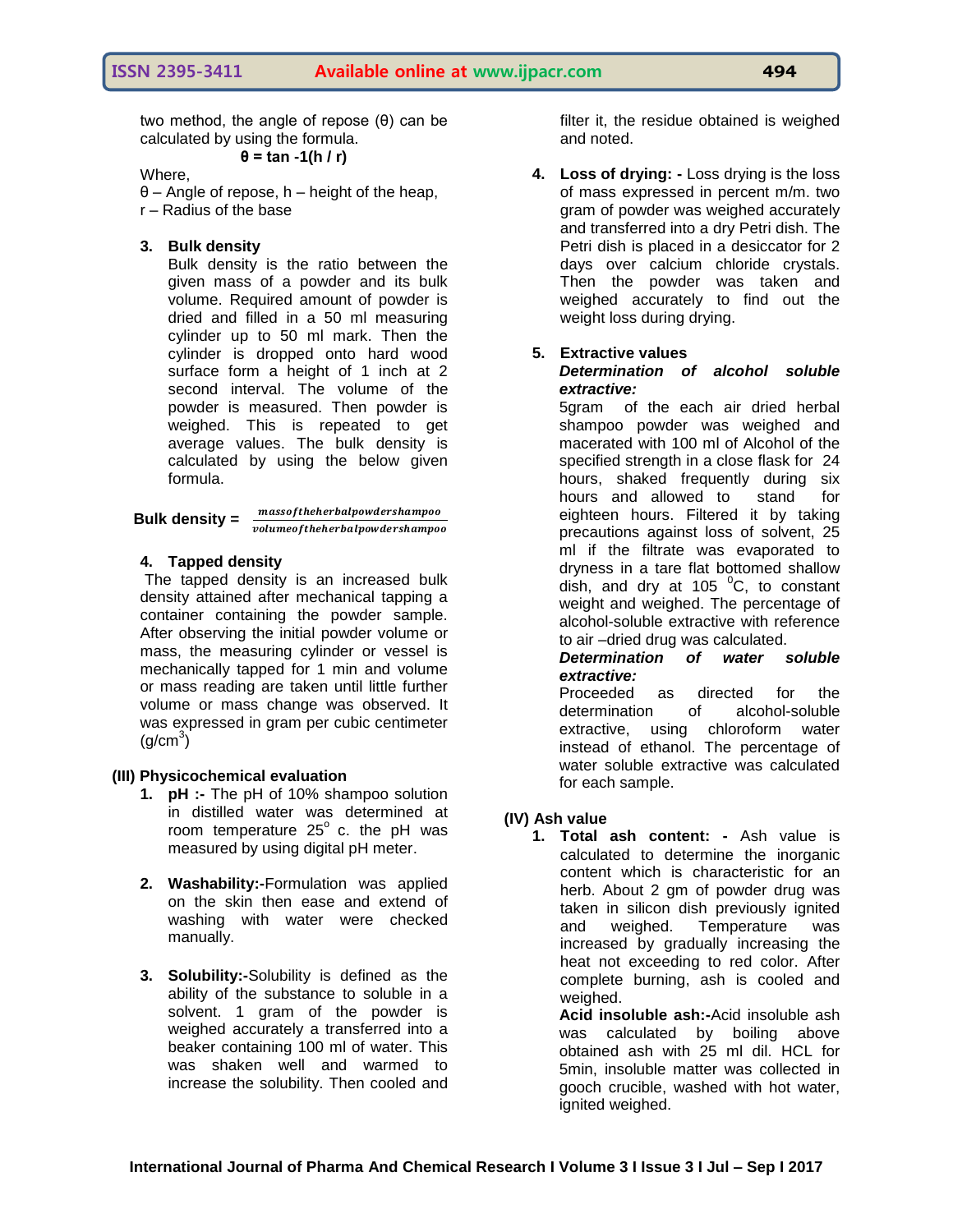two method, the angle of repose (θ) can be calculated by using the formula.

$$\theta = \tan^{-1}(h / r)$$

Where,

θ – Angle of repose, h – height of the heap, r – Radius of the base

3. **Bulk density**

Bulk density is the ratio between the given mass of a powder and its bulk volume. Required amount of powder is dried and filled in a 50 ml measuring cylinder up to 50 ml mark. Then the cylinder is dropped onto hard wood surface form a height of 1 inch at 2 second interval. The volume of the powder is measured. Then powder is weighed. This is repeated to get average values. The bulk density is calculated by using the below given formula.

$$\textbf{Bulk density} = \frac{mass of the herbal powder shampoo}{volume of the herbal powder shampoo}$$

4. **Tapped density**

The tapped density is an increased bulk density attained after mechanical tapping a container containing the powder sample. After observing the initial powder volume or mass, the measuring cylinder or vessel is mechanically tapped for 1 min and volume or mass reading are taken until little further volume or mass change was observed. It was expressed in gram per cubic centimeter (g/cm$^3$)

**(III) Physicochemical evaluation**

1. **pH :-** The pH of 10% shampoo solution in distilled water was determined at room temperature 25$^o$ c. the pH was measured by using digital pH meter.

2. **Washability:-**Formulation was applied on the skin then ease and extend of washing with water were checked manually.

3. **Solubility:-**Solubility is defined as the ability of the substance to soluble in a solvent. 1 gram of the powder is weighed accurately a transferred into a beaker containing 100 ml of water. This was shaken well and warmed to increase the solubility. Then cooled and filter it, the residue obtained is weighed and noted.

4. **Loss of drying: -** Loss drying is the loss of mass expressed in percent m/m. two gram of powder was weighed accurately and transferred into a dry Petri dish. The Petri dish is placed in a desiccator for 2 days over calcium chloride crystals. Then the powder was taken and weighed accurately to find out the weight loss during drying.

5. **Extractive values**

***Determination of alcohol soluble extractive:***

5gram of the each air dried herbal shampoo powder was weighed and macerated with 100 ml of Alcohol of the specified strength in a close flask for 24 hours, shaked frequently during six hours and allowed to stand for eighteen hours. Filtered it by taking precautions against loss of solvent, 25 ml if the filtrate was evaporated to dryness in a tare flat bottomed shallow dish, and dry at 105 $^0$C, to constant weight and weighed. The percentage of alcohol-soluble extractive with reference to air –dried drug was calculated.

***Determination of water soluble extractive:***

Proceeded as directed for the determination of alcohol-soluble extractive, using chloroform water instead of ethanol. The percentage of water soluble extractive was calculated for each sample.

**(IV) Ash value**

1. **Total ash content: -** Ash value is calculated to determine the inorganic content which is characteristic for an herb. About 2 gm of powder drug was taken in silicon dish previously ignited and weighed. Temperature was increased by gradually increasing the heat not exceeding to red color. After complete burning, ash is cooled and weighed.

**Acid insoluble ash:-**Acid insoluble ash was calculated by boiling above obtained ash with 25 ml dil. HCL for 5min, insoluble matter was collected in gooch crucible, washed with hot water, ignited weighed.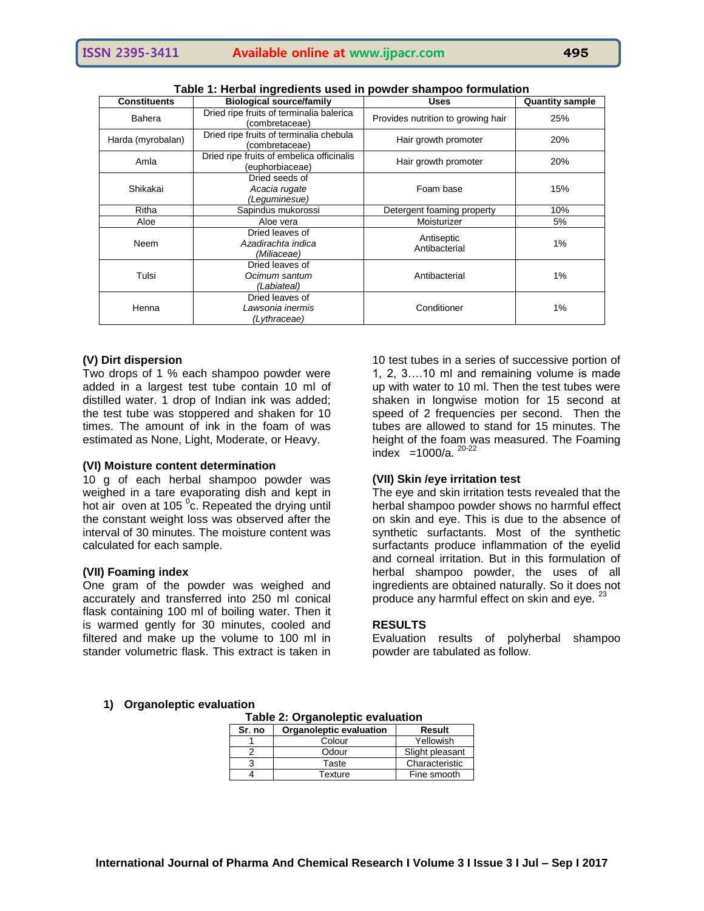**Table 1: Herbal ingredients used in powder shampoo formulation**

| Constituents | Biological source/family | Uses | Quantity sample |
|---|---|---|---|
| Bahera | Dried ripe fruits of terminalia balerica (combretaceae) | Provides nutrition to growing hair | 25% |
| Harda (myrobalan) | Dried ripe fruits of terminalia chebula (combretaceae) | Hair growth promoter | 20% |
| Amla | Dried ripe fruits of embelica officinalis (euphorbiaceae) | Hair growth promoter | 20% |
| Shikakai | Dried seeds of *Acacia rugate* *(Leguminesue)* | Foam base | 15% |
| Ritha | Sapindus mukorossi | Detergent foaming property | 10% |
| Aloe | Aloe vera | Moisturizer | 5% |
| Neem | Dried leaves of *Azadirachta indica* *(Miliaceae)* | Antiseptic Antibacterial | 1% |
| Tulsi | Dried leaves of *Ocimum santum* *(Labiateal)* | Antibacterial | 1% |
| Henna | Dried leaves of *Lawsonia inermis* *(Lythraceae)* | Conditioner | 1% |

### (V) Dirt dispersion

Two drops of 1 % each shampoo powder were added in a largest test tube contain 10 ml of distilled water. 1 drop of Indian ink was added; the test tube was stoppered and shaken for 10 times. The amount of ink in the foam of was estimated as None, Light, Moderate, or Heavy.

### (VI) Moisture content determination

10 g of each herbal shampoo powder was weighed in a tare evaporating dish and kept in hot air oven at 105 $^{0}$c. Repeated the drying until the constant weight loss was observed after the interval of 30 minutes. The moisture content was calculated for each sample.

### (VII) Foaming index

One gram of the powder was weighed and accurately and transferred into 250 ml conical flask containing 100 ml of boiling water. Then it is warmed gently for 30 minutes, cooled and filtered and make up the volume to 100 ml in stander volumetric flask. This extract is taken in 10 test tubes in a series of successive portion of 1, 2, 3….10 ml and remaining volume is made up with water to 10 ml. Then the test tubes were shaken in longwise motion for 15 second at speed of 2 frequencies per second. Then the tubes are allowed to stand for 15 minutes. The height of the foam was measured. The Foaming index =1000/a. [20-22]

### (VII) Skin /eye irritation test

The eye and skin irritation tests revealed that the herbal shampoo powder shows no harmful effect on skin and eye. This is due to the absence of synthetic surfactants. Most of the synthetic surfactants produce inflammation of the eyelid and corneal irritation. But in this formulation of herbal shampoo powder, the uses of all ingredients are obtained naturally. So it does not produce any harmful effect on skin and eye. [23]

## RESULTS

Evaluation results of polyherbal shampoo powder are tabulated as follow.

### 1) Organoleptic evaluation

**Table 2: Organoleptic evaluation**

| Sr. no | Organoleptic evaluation | Result |
|---|---|---|
| 1 | Colour | Yellowish |
| 2 | Odour | Slight pleasant |
| 3 | Taste | Characteristic |
| 4 | Texture | Fine smooth |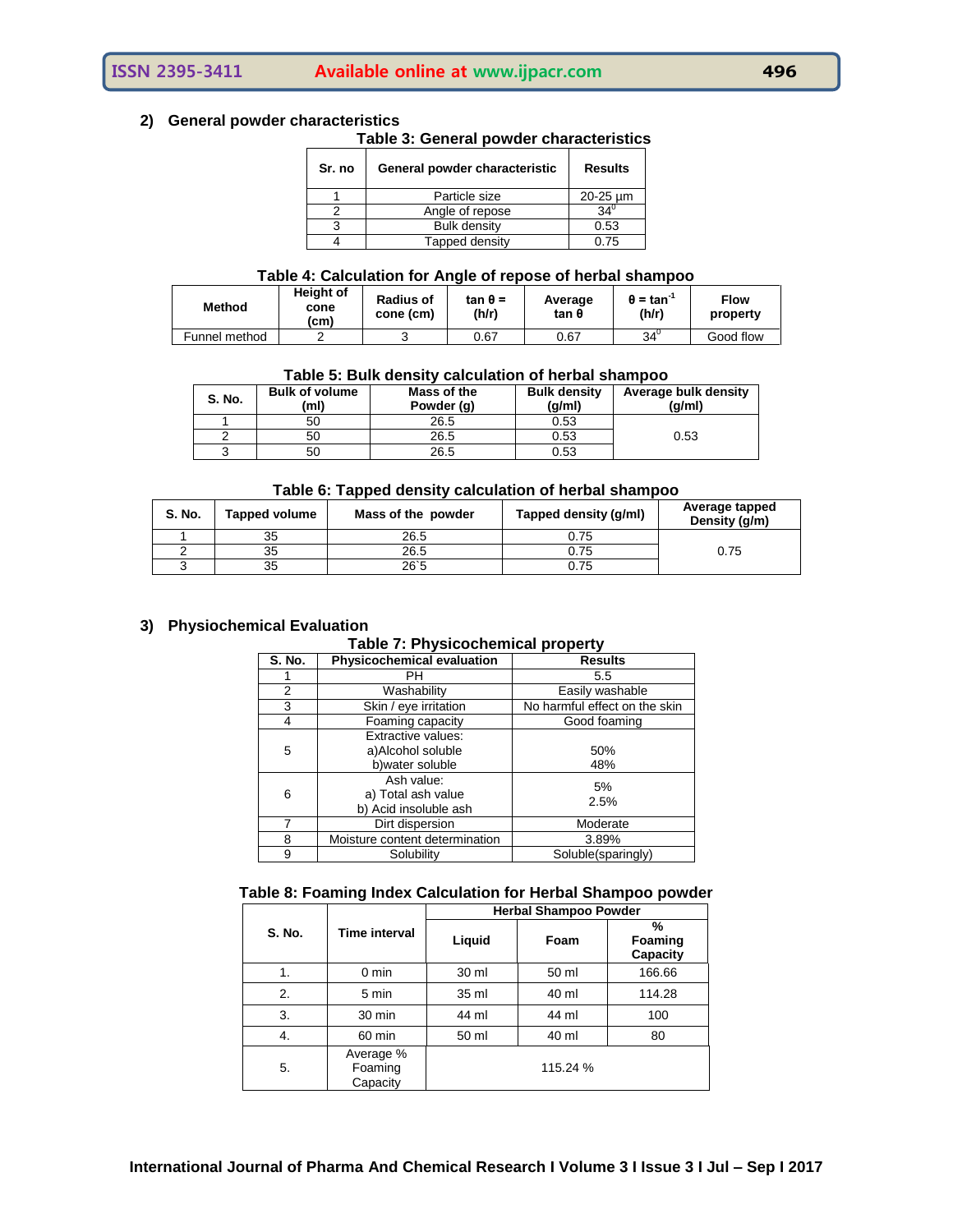### 2) General powder characteristics

**Table 3: General powder characteristics**

| Sr. no | General powder characteristic | Results |
|---|---|---|
| 1 | Particle size | 20-25 µm |
| 2 | Angle of repose | $34^0$ |
| 3 | Bulk density | 0.53 |
| 4 | Tapped density | 0.75 |

**Table 4: Calculation for Angle of repose of herbal shampoo**

| Method | Height of cone (cm) | Radius of cone (cm) | tan θ = (h/r) | Average tan θ | θ = $\tan^{-1}$ (h/r) | Flow property |
|---|---|---|---|---|---|---|
| Funnel method | 2 | 3 | 0.67 | 0.67 | $34^0$ | Good flow |

**Table 5: Bulk density calculation of herbal shampoo**

| S. No. | Bulk of volume (ml) | Mass of the Powder (g) | Bulk density (g/ml) | Average bulk density (g/ml) |
|---|---|---|---|---|
| 1 | 50 | 26.5 | 0.53 | 0.53 |
| 2 | 50 | 26.5 | 0.53 | |
| 3 | 50 | 26.5 | 0.53 | |

**Table 6: Tapped density calculation of herbal shampoo**

| S. No. | Tapped volume | Mass of the powder | Tapped density (g/ml) | Average tapped Density (g/m) |
|---|---|---|---|---|
| 1 | 35 | 26.5 | 0.75 | 0.75 |
| 2 | 35 | 26.5 | 0.75 | |
| 3 | 35 | 26`5 | 0.75 | |

### 3) Physiochemical Evaluation

**Table 7: Physicochemical property**

| S. No. | Physicochemical evaluation | Results |
|---|---|---|
| 1 | PH | 5.5 |
| 2 | Washability | Easily washable |
| 3 | Skin / eye irritation | No harmful effect on the skin |
| 4 | Foaming capacity | Good foaming |
| 5 | Extractive values:<br>a)Alcohol soluble<br>b)water soluble | <br>50%<br>48% |
| 6 | Ash value:<br>a) Total ash value<br>b) Acid insoluble ash | 5%<br>2.5% |
| 7 | Dirt dispersion | Moderate |
| 8 | Moisture content determination | 3.89% |
| 9 | Solubility | Soluble(sparingly) |

**Table 8: Foaming Index Calculation for Herbal Shampoo powder**

| S. No. | Time interval | Herbal Shampoo Powder | | |
|---|---|---|---|---|
| | | Liquid | Foam | % Foaming Capacity |
| 1. | 0 min | 30 ml | 50 ml | 166.66 |
| 2. | 5 min | 35 ml | 40 ml | 114.28 |
| 3. | 30 min | 44 ml | 44 ml | 100 |
| 4. | 60 min | 50 ml | 40 ml | 80 |
| 5. | Average % Foaming Capacity | 115.24 % | | |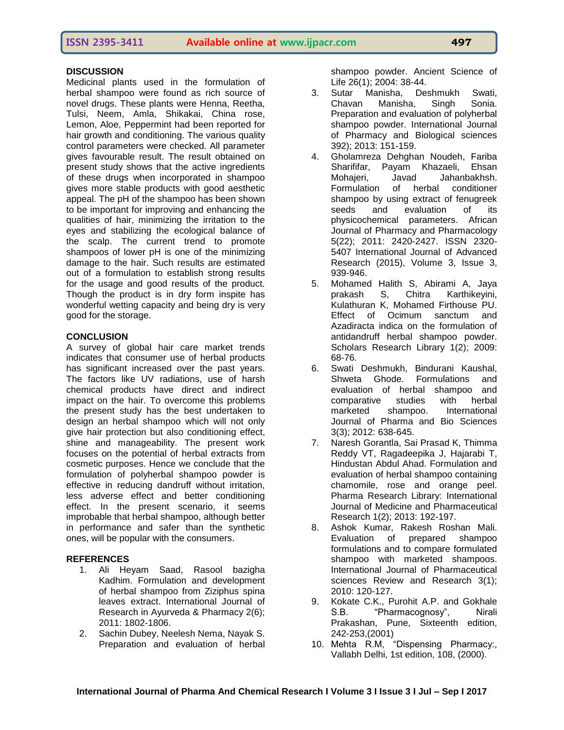## DISCUSSION

Medicinal plants used in the formulation of herbal shampoo were found as rich source of novel drugs. These plants were Henna, Reetha, Tulsi, Neem, Amla, Shikakai, China rose, Lemon, Aloe, Peppermint had been reported for hair growth and conditioning. The various quality control parameters were checked. All parameter gives favourable result. The result obtained on present study shows that the active ingredients of these drugs when incorporated in shampoo gives more stable products with good aesthetic appeal. The pH of the shampoo has been shown to be important for improving and enhancing the qualities of hair, minimizing the irritation to the eyes and stabilizing the ecological balance of the scalp. The current trend to promote shampoos of lower pH is one of the minimizing damage to the hair. Such results are estimated out of a formulation to establish strong results for the usage and good results of the product. Though the product is in dry form inspite has wonderful wetting capacity and being dry is very good for the storage.

## CONCLUSION

A survey of global hair care market trends indicates that consumer use of herbal products has significant increased over the past years. The factors like UV radiations, use of harsh chemical products have direct and indirect impact on the hair. To overcome this problems the present study has the best undertaken to design an herbal shampoo which will not only give hair protection but also conditioning effect, shine and manageability. The present work focuses on the potential of herbal extracts from cosmetic purposes. Hence we conclude that the formulation of polyherbal shampoo powder is effective in reducing dandruff without irritation, less adverse effect and better conditioning effect. In the present scenario, it seems improbable that herbal shampoo, although better in performance and safer than the synthetic ones, will be popular with the consumers.

## REFERENCES

1. Ali Heyam Saad, Rasool bazigha Kadhim. Formulation and development of herbal shampoo from Ziziphus spina leaves extract. International Journal of Research in Ayurveda & Pharmacy 2(6); 2011: 1802-1806.
2. Sachin Dubey, Neelesh Nema, Nayak S. Preparation and evaluation of herbal shampoo powder. Ancient Science of Life 26(1); 2004: 38-44.
3. Sutar Manisha, Deshmukh Swati, Chavan Manisha, Singh Sonia. Preparation and evaluation of polyherbal shampoo powder. International Journal of Pharmacy and Biological sciences 392); 2013: 151-159.
4. Gholamreza Dehghan Noudeh, Fariba Sharififar, Payam Khazaeli, Ehsan Mohajeri, Javad Jahanbakhsh. Formulation of herbal conditioner shampoo by using extract of fenugreek seeds and evaluation of its physicochemical parameters. African Journal of Pharmacy and Pharmacology 5(22); 2011: 2420-2427. ISSN 2320-5407 International Journal of Advanced Research (2015), Volume 3, Issue 3, 939-946.
5. Mohamed Halith S, Abirami A, Jaya prakash S, Chitra Karthikeyini, Kulathuran K, Mohamed Firthouse PU. Effect of Ocimum sanctum and Azadiracta indica on the formulation of antidandruff herbal shampoo powder. Scholars Research Library 1(2); 2009: 68-76.
6. Swati Deshmukh, Bindurani Kaushal, Shweta Ghode. Formulations and evaluation of herbal shampoo and comparative studies with herbal marketed shampoo. International Journal of Pharma and Bio Sciences 3(3); 2012: 638-645.
7. Naresh Gorantla, Sai Prasad K, Thimma Reddy VT, Ragadeepika J, Hajarabi T, Hindustan Abdul Ahad. Formulation and evaluation of herbal shampoo containing chamomile, rose and orange peel. Pharma Research Library: International Journal of Medicine and Pharmaceutical Research 1(2); 2013: 192-197.
8. Ashok Kumar, Rakesh Roshan Mali. Evaluation of prepared shampoo formulations and to compare formulated shampoo with marketed shampoos. International Journal of Pharmaceutical sciences Review and Research 3(1); 2010: 120-127.
9. Kokate C.K., Purohit A.P. and Gokhale S.B. "Pharmacognosy", Nirali Prakashan, Pune, Sixteenth edition, 242-253,(2001)
10. Mehta R.M, "Dispensing Pharmacy:, Vallabh Delhi, 1st edition, 108, (2000).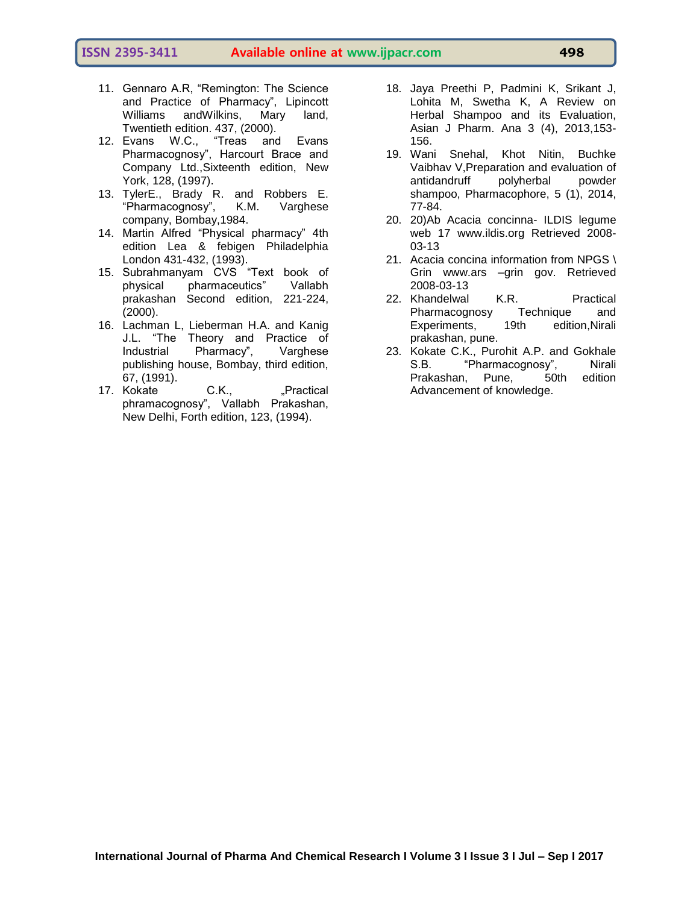11. Gennaro A.R, "Remington: The Science and Practice of Pharmacy", Lipincott Williams andWilkins, Mary land, Twentieth edition. 437, (2000).
12. Evans W.C., "Treas and Evans Pharmacognosy", Harcourt Brace and Company Ltd.,Sixteenth edition, New York, 128, (1997).
13. TylerE., Brady R. and Robbers E. "Pharmacognosy", K.M. Varghese company, Bombay,1984.
14. Martin Alfred "Physical pharmacy" 4th edition Lea & febigen Philadelphia London 431-432, (1993).
15. Subrahmanyam CVS "Text book of physical pharmaceutics" Vallabh prakashan Second edition, 221-224, (2000).
16. Lachman L, Lieberman H.A. and Kanig J.L. "The Theory and Practice of Industrial Pharmacy", Varghese publishing house, Bombay, third edition, 67, (1991).
17. Kokate C.K., „Practical phramacognosy", Vallabh Prakashan, New Delhi, Forth edition, 123, (1994).
18. Jaya Preethi P, Padmini K, Srikant J, Lohita M, Swetha K, A Review on Herbal Shampoo and its Evaluation, Asian J Pharm. Ana 3 (4), 2013,153-156.
19. Wani Snehal, Khot Nitin, Buchke Vaibhav V,Preparation and evaluation of antidandruff polyherbal powder shampoo, Pharmacophore, 5 (1), 2014, 77-84.
20. 20)Ab Acacia concinna- ILDIS legume web 17 www.ildis.org Retrieved 2008-03-13
21. Acacia concina information from NPGS \ Grin www.ars –grin gov. Retrieved 2008-03-13
22. Khandelwal K.R. Practical Pharmacognosy Technique and Experiments, 19th edition,Nirali prakashan, pune.
23. Kokate C.K., Purohit A.P. and Gokhale S.B. "Pharmacognosy", Nirali Prakashan, Pune, 50th edition Advancement of knowledge.